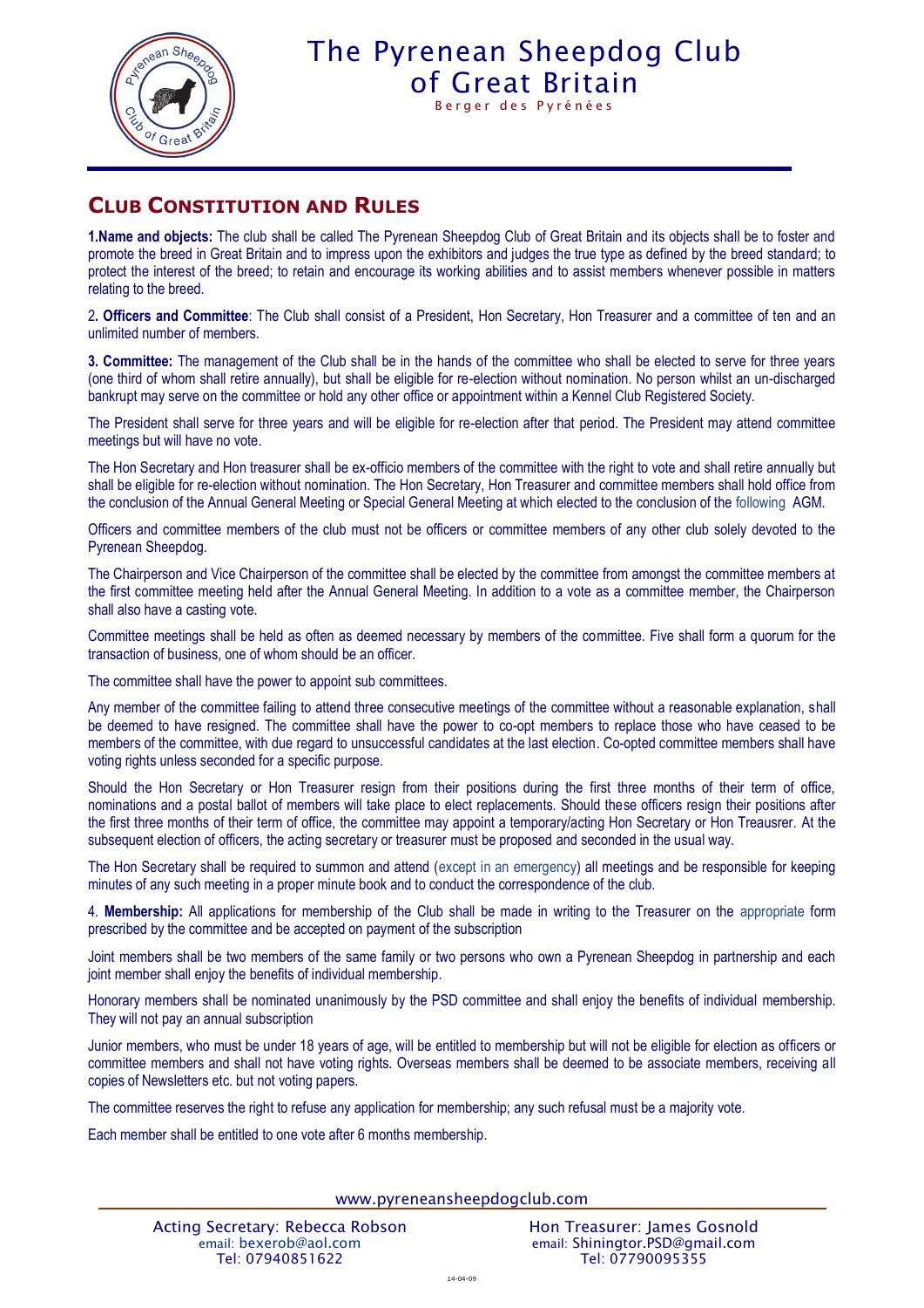# The Pyrenean Sheepdog Club of Great Britain

Berger des Pyrénées

## Club Constitution and Rules

**1.Name and objects:** The club shall be called The Pyrenean Sheepdog Club of Great Britain and its objects shall be to foster and promote the breed in Great Britain and to impress upon the exhibitors and judges the true type as defined by the breed standard; to protect the interest of the breed; to retain and encourage its working abilities and to assist members whenever possible in matters relating to the breed.

2**. Officers and Committee**: The Club shall consist of a President, Hon Secretary, Hon Treasurer and a committee of ten and an unlimited number of members.

**3. Committee:** The management of the Club shall be in the hands of the committee who shall be elected to serve for three years (one third of whom shall retire annually), but shall be eligible for re-election without nomination. No person whilst an un-discharged bankrupt may serve on the committee or hold any other office or appointment within a Kennel Club Registered Society.

The President shall serve for three years and will be eligible for re-election after that period. The President may attend committee meetings but will have no vote.

The Hon Secretary and Hon treasurer shall be ex-officio members of the committee with the right to vote and shall retire annually but shall be eligible for re-election without nomination. The Hon Secretary, Hon Treasurer and committee members shall hold office from the conclusion of the Annual General Meeting or Special General Meeting at which elected to the conclusion of the following AGM.

Officers and committee members of the club must not be officers or committee members of any other club solely devoted to the Pyrenean Sheepdog.

The Chairperson and Vice Chairperson of the committee shall be elected by the committee from amongst the committee members at the first committee meeting held after the Annual General Meeting. In addition to a vote as a committee member, the Chairperson shall also have a casting vote.

Committee meetings shall be held as often as deemed necessary by members of the committee. Five shall form a quorum for the transaction of business, one of whom should be an officer.

The committee shall have the power to appoint sub committees.

Any member of the committee failing to attend three consecutive meetings of the committee without a reasonable explanation, shall be deemed to have resigned. The committee shall have the power to co-opt members to replace those who have ceased to be members of the committee, with due regard to unsuccessful candidates at the last election. Co-opted committee members shall have voting rights unless seconded for a specific purpose.

Should the Hon Secretary or Hon Treasurer resign from their positions during the first three months of their term of office, nominations and a postal ballot of members will take place to elect replacements. Should these officers resign their positions after the first three months of their term of office, the committee may appoint a temporary/acting Hon Secretary or Hon Treausrer. At the subsequent election of officers, the acting secretary or treasurer must be proposed and seconded in the usual way.

The Hon Secretary shall be required to summon and attend (except in an emergency) all meetings and be responsible for keeping minutes of any such meeting in a proper minute book and to conduct the correspondence of the club.

4. **Membership:** All applications for membership of the Club shall be made in writing to the Treasurer on the appropriate form prescribed by the committee and be accepted on payment of the subscription

Joint members shall be two members of the same family or two persons who own a Pyrenean Sheepdog in partnership and each joint member shall enjoy the benefits of individual membership.

Honorary members shall be nominated unanimously by the PSD committee and shall enjoy the benefits of individual membership. They will not pay an annual subscription

Junior members, who must be under 18 years of age, will be entitled to membership but will not be eligible for election as officers or committee members and shall not have voting rights. Overseas members shall be deemed to be associate members, receiving all copies of Newsletters etc. but not voting papers.

The committee reserves the right to refuse any application for membership; any such refusal must be a majority vote.

Each member shall be entitled to one vote after 6 months membership.

www.pyreneansheepdogclub.com

Acting Secretary: Rebecca Robson
email: bexerob@aol.com
Tel: 07940851622

Hon Treasurer: James Gosnold
email: Shiningtor.PSD@gmail.com
Tel: 07790095355

14-04-09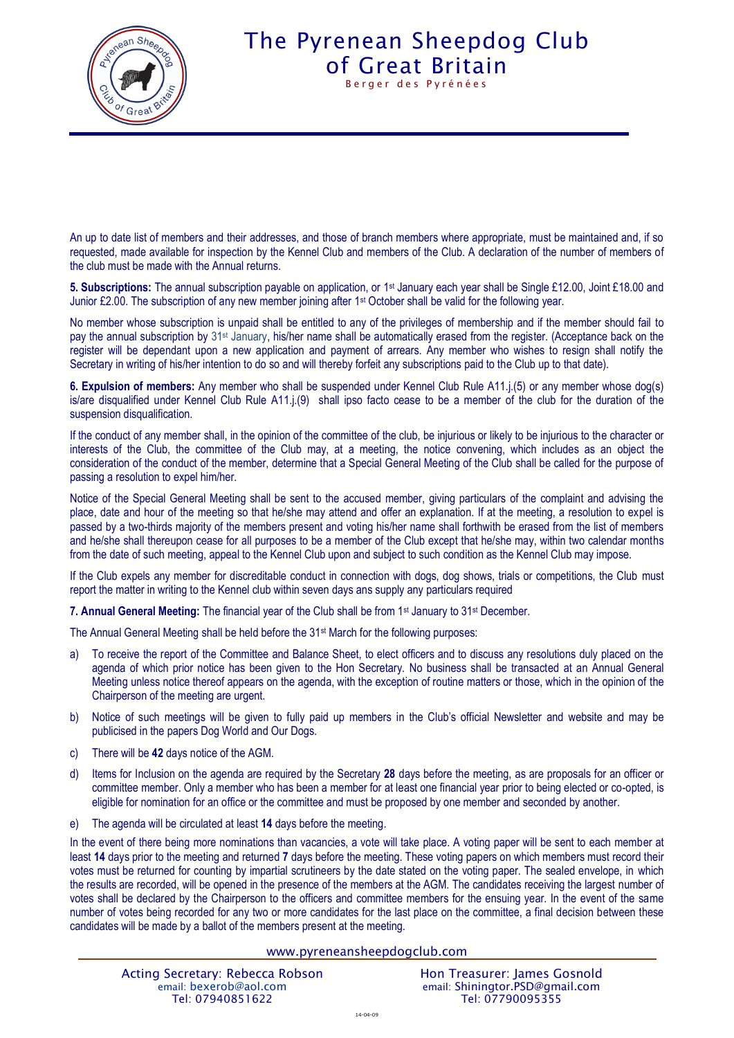An up to date list of members and their addresses, and those of branch members where appropriate, must be maintained and, if so requested, made available for inspection by the Kennel Club and members of the Club. A declaration of the number of members of the club must be made with the Annual returns.

**5. Subscriptions:** The annual subscription payable on application, or 1st January each year shall be Single £12.00, Joint £18.00 and Junior £2.00. The subscription of any new member joining after 1st October shall be valid for the following year.

No member whose subscription is unpaid shall be entitled to any of the privileges of membership and if the member should fail to pay the annual subscription by 31st January, his/her name shall be automatically erased from the register. (Acceptance back on the register will be dependant upon a new application and payment of arrears. Any member who wishes to resign shall notify the Secretary in writing of his/her intention to do so and will thereby forfeit any subscriptions paid to the Club up to that date).

**6. Expulsion of members:** Any member who shall be suspended under Kennel Club Rule A11.j.(5) or any member whose dog(s) is/are disqualified under Kennel Club Rule A11.j.(9) shall ipso facto cease to be a member of the club for the duration of the suspension disqualification.

If the conduct of any member shall, in the opinion of the committee of the club, be injurious or likely to be injurious to the character or interests of the Club, the committee of the Club may, at a meeting, the notice convening, which includes as an object the consideration of the conduct of the member, determine that a Special General Meeting of the Club shall be called for the purpose of passing a resolution to expel him/her.

Notice of the Special General Meeting shall be sent to the accused member, giving particulars of the complaint and advising the place, date and hour of the meeting so that he/she may attend and offer an explanation. If at the meeting, a resolution to expel is passed by a two-thirds majority of the members present and voting his/her name shall forthwith be erased from the list of members and he/she shall thereupon cease for all purposes to be a member of the Club except that he/she may, within two calendar months from the date of such meeting, appeal to the Kennel Club upon and subject to such condition as the Kennel Club may impose.

If the Club expels any member for discreditable conduct in connection with dogs, dog shows, trials or competitions, the Club must report the matter in writing to the Kennel club within seven days ans supply any particulars required

**7. Annual General Meeting:** The financial year of the Club shall be from 1st January to 31st December.

The Annual General Meeting shall be held before the 31st March for the following purposes:

a) To receive the report of the Committee and Balance Sheet, to elect officers and to discuss any resolutions duly placed on the agenda of which prior notice has been given to the Hon Secretary. No business shall be transacted at an Annual General Meeting unless notice thereof appears on the agenda, with the exception of routine matters or those, which in the opinion of the Chairperson of the meeting are urgent.

b) Notice of such meetings will be given to fully paid up members in the Club's official Newsletter and website and may be publicised in the papers Dog World and Our Dogs.

c) There will be **42** days notice of the AGM.

d) Items for Inclusion on the agenda are required by the Secretary **28** days before the meeting, as are proposals for an officer or committee member. Only a member who has been a member for at least one financial year prior to being elected or co-opted, is eligible for nomination for an office or the committee and must be proposed by one member and seconded by another.

e) The agenda will be circulated at least **14** days before the meeting.

In the event of there being more nominations than vacancies, a vote will take place. A voting paper will be sent to each member at least **14** days prior to the meeting and returned **7** days before the meeting. These voting papers on which members must record their votes must be returned for counting by impartial scrutineers by the date stated on the voting paper. The sealed envelope, in which the results are recorded, will be opened in the presence of the members at the AGM. The candidates receiving the largest number of votes shall be declared by the Chairperson to the officers and committee members for the ensuing year. In the event of the same number of votes being recorded for any two or more candidates for the last place on the committee, a final decision between these candidates will be made by a ballot of the members present at the meeting.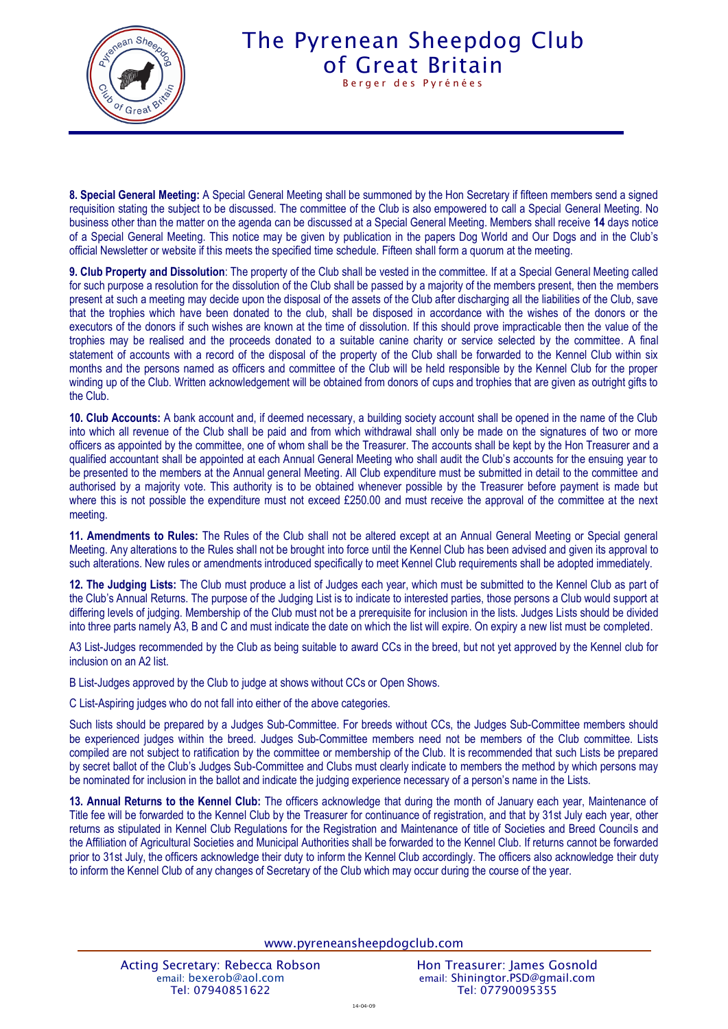**8. Special General Meeting:** A Special General Meeting shall be summoned by the Hon Secretary if fifteen members send a signed requisition stating the subject to be discussed. The committee of the Club is also empowered to call a Special General Meeting. No business other than the matter on the agenda can be discussed at a Special General Meeting. Members shall receive **14** days notice of a Special General Meeting. This notice may be given by publication in the papers Dog World and Our Dogs and in the Club's official Newsletter or website if this meets the specified time schedule. Fifteen shall form a quorum at the meeting.

**9. Club Property and Dissolution**: The property of the Club shall be vested in the committee. If at a Special General Meeting called for such purpose a resolution for the dissolution of the Club shall be passed by a majority of the members present, then the members present at such a meeting may decide upon the disposal of the assets of the Club after discharging all the liabilities of the Club, save that the trophies which have been donated to the club, shall be disposed in accordance with the wishes of the donors or the executors of the donors if such wishes are known at the time of dissolution. If this should prove impracticable then the value of the trophies may be realised and the proceeds donated to a suitable canine charity or service selected by the committee. A final statement of accounts with a record of the disposal of the property of the Club shall be forwarded to the Kennel Club within six months and the persons named as officers and committee of the Club will be held responsible by the Kennel Club for the proper winding up of the Club. Written acknowledgement will be obtained from donors of cups and trophies that are given as outright gifts to the Club.

**10. Club Accounts:** A bank account and, if deemed necessary, a building society account shall be opened in the name of the Club into which all revenue of the Club shall be paid and from which withdrawal shall only be made on the signatures of two or more officers as appointed by the committee, one of whom shall be the Treasurer. The accounts shall be kept by the Hon Treasurer and a qualified accountant shall be appointed at each Annual General Meeting who shall audit the Club's accounts for the ensuing year to be presented to the members at the Annual general Meeting. All Club expenditure must be submitted in detail to the committee and authorised by a majority vote. This authority is to be obtained whenever possible by the Treasurer before payment is made but where this is not possible the expenditure must not exceed £250.00 and must receive the approval of the committee at the next meeting.

**11. Amendments to Rules:** The Rules of the Club shall not be altered except at an Annual General Meeting or Special general Meeting. Any alterations to the Rules shall not be brought into force until the Kennel Club has been advised and given its approval to such alterations. New rules or amendments introduced specifically to meet Kennel Club requirements shall be adopted immediately.

**12. The Judging Lists:** The Club must produce a list of Judges each year, which must be submitted to the Kennel Club as part of the Club's Annual Returns. The purpose of the Judging List is to indicate to interested parties, those persons a Club would support at differing levels of judging. Membership of the Club must not be a prerequisite for inclusion in the lists. Judges Lists should be divided into three parts namely A3, B and C and must indicate the date on which the list will expire. On expiry a new list must be completed.

A3 List-Judges recommended by the Club as being suitable to award CCs in the breed, but not yet approved by the Kennel club for inclusion on an A2 list.

B List-Judges approved by the Club to judge at shows without CCs or Open Shows.

C List-Aspiring judges who do not fall into either of the above categories.

Such lists should be prepared by a Judges Sub-Committee. For breeds without CCs, the Judges Sub-Committee members should be experienced judges within the breed. Judges Sub-Committee members need not be members of the Club committee. Lists compiled are not subject to ratification by the committee or membership of the Club. It is recommended that such Lists be prepared by secret ballot of the Club's Judges Sub-Committee and Clubs must clearly indicate to members the method by which persons may be nominated for inclusion in the ballot and indicate the judging experience necessary of a person's name in the Lists.

**13. Annual Returns to the Kennel Club:** The officers acknowledge that during the month of January each year, Maintenance of Title fee will be forwarded to the Kennel Club by the Treasurer for continuance of registration, and that by 31st July each year, other returns as stipulated in Kennel Club Regulations for the Registration and Maintenance of title of Societies and Breed Councils and the Affiliation of Agricultural Societies and Municipal Authorities shall be forwarded to the Kennel Club. If returns cannot be forwarded prior to 31st July, the officers acknowledge their duty to inform the Kennel Club accordingly. The officers also acknowledge their duty to inform the Kennel Club of any changes of Secretary of the Club which may occur during the course of the year.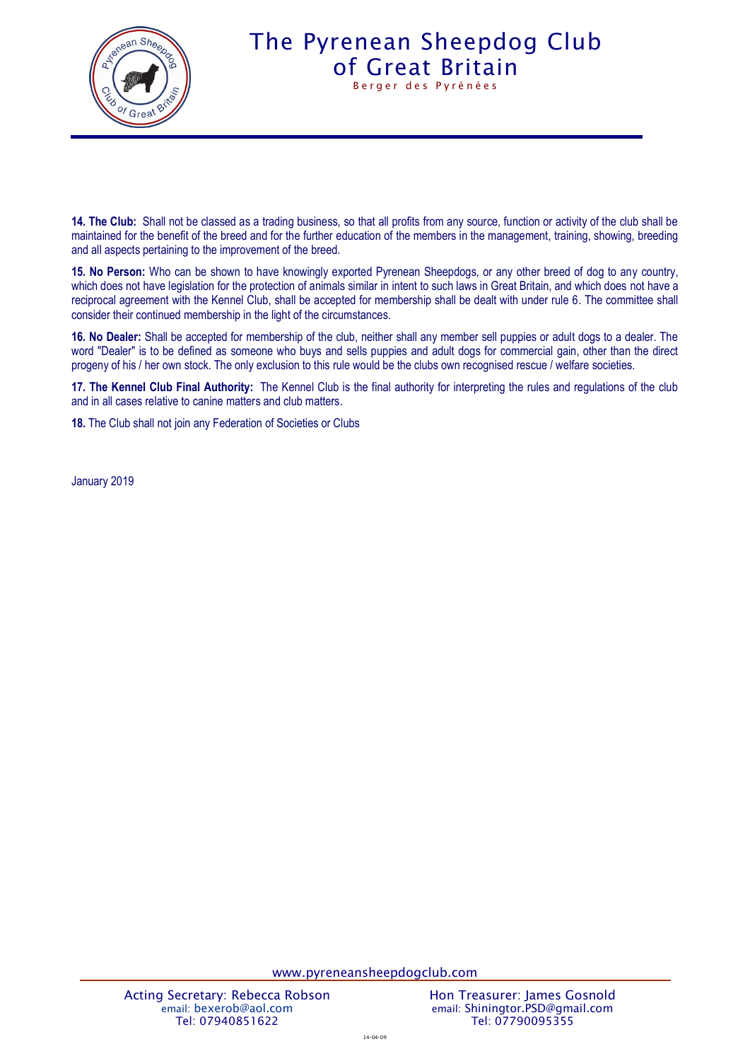**14. The Club:** Shall not be classed as a trading business, so that all profits from any source, function or activity of the club shall be maintained for the benefit of the breed and for the further education of the members in the management, training, showing, breeding and all aspects pertaining to the improvement of the breed.

**15. No Person:** Who can be shown to have knowingly exported Pyrenean Sheepdogs, or any other breed of dog to any country, which does not have legislation for the protection of animals similar in intent to such laws in Great Britain, and which does not have a reciprocal agreement with the Kennel Club, shall be accepted for membership shall be dealt with under rule 6. The committee shall consider their continued membership in the light of the circumstances.

**16. No Dealer:** Shall be accepted for membership of the club, neither shall any member sell puppies or adult dogs to a dealer. The word "Dealer" is to be defined as someone who buys and sells puppies and adult dogs for commercial gain, other than the direct progeny of his / her own stock. The only exclusion to this rule would be the clubs own recognised rescue / welfare societies.

**17. The Kennel Club Final Authority:** The Kennel Club is the final authority for interpreting the rules and regulations of the club and in all cases relative to canine matters and club matters.

**18.** The Club shall not join any Federation of Societies or Clubs

January 2019